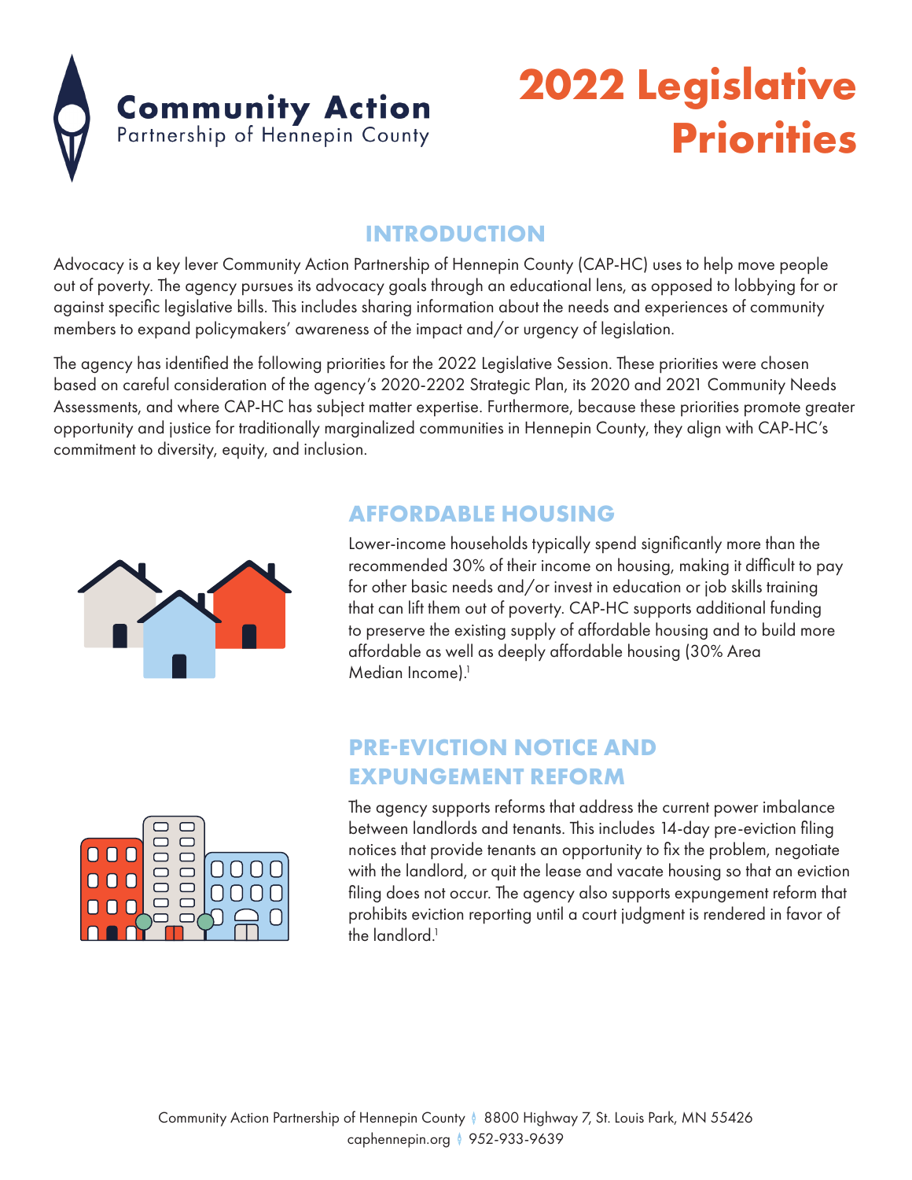# Community Action
Partnership of Hennepin County

# 2022 Legislative Priorities

## INTRODUCTION

Advocacy is a key lever Community Action Partnership of Hennepin County (CAP-HC) uses to help move people out of poverty. The agency pursues its advocacy goals through an educational lens, as opposed to lobbying for or against specific legislative bills. This includes sharing information about the needs and experiences of community members to expand policymakers' awareness of the impact and/or urgency of legislation.

The agency has identified the following priorities for the 2022 Legislative Session. These priorities were chosen based on careful consideration of the agency's 2020-2202 Strategic Plan, its 2020 and 2021 Community Needs Assessments, and where CAP-HC has subject matter expertise. Furthermore, because these priorities promote greater opportunity and justice for traditionally marginalized communities in Hennepin County, they align with CAP-HC's commitment to diversity, equity, and inclusion.

## AFFORDABLE HOUSING

Lower-income households typically spend significantly more than the recommended 30% of their income on housing, making it difficult to pay for other basic needs and/or invest in education or job skills training that can lift them out of poverty. CAP-HC supports additional funding to preserve the existing supply of affordable housing and to build more affordable as well as deeply affordable housing (30% Area Median Income).[1]

## PRE-EVICTION NOTICE AND EXPUNGEMENT REFORM

The agency supports reforms that address the current power imbalance between landlords and tenants. This includes 14-day pre-eviction filing notices that provide tenants an opportunity to fix the problem, negotiate with the landlord, or quit the lease and vacate housing so that an eviction filing does not occur. The agency also supports expungement reform that prohibits eviction reporting until a court judgment is rendered in favor of the landlord.[1]

Community Action Partnership of Hennepin County | 8800 Highway 7, St. Louis Park, MN 55426
caphennepin.org | 952-933-9639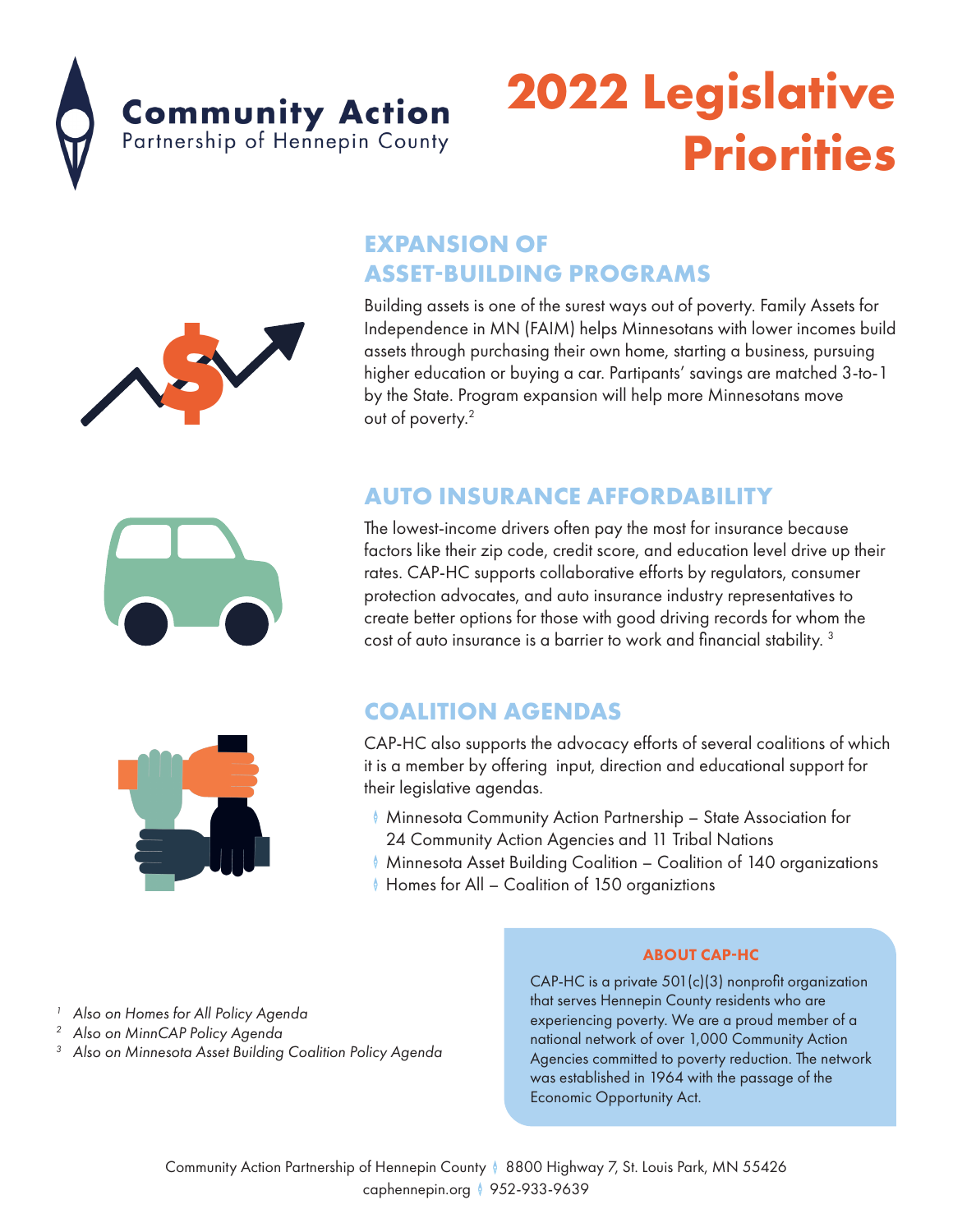# Community Action
Partnership of Hennepin County

# 2022 Legislative Priorities

## EXPANSION OF ASSET-BUILDING PROGRAMS

Building assets is one of the surest ways out of poverty. Family Assets for Independence in MN (FAIM) helps Minnesotans with lower incomes build assets through purchasing their own home, starting a business, pursuing higher education or buying a car. Partipants' savings are matched 3-to-1 by the State. Program expansion will help more Minnesotans move out of poverty.[2]

## AUTO INSURANCE AFFORDABILITY

The lowest-income drivers often pay the most for insurance because factors like their zip code, credit score, and education level drive up their rates. CAP-HC supports collaborative efforts by regulators, consumer protection advocates, and auto insurance industry representatives to create better options for those with good driving records for whom the cost of auto insurance is a barrier to work and financial stability.[3]

## COALITION AGENDAS

CAP-HC also supports the advocacy efforts of several coalitions of which it is a member by offering input, direction and educational support for their legislative agendas.

- Minnesota Community Action Partnership – State Association for 24 Community Action Agencies and 11 Tribal Nations
- Minnesota Asset Building Coalition – Coalition of 140 organizations
- Homes for All – Coalition of 150 organiztions

[1] *Also on Homes for All Policy Agenda*
[2] *Also on MinnCAP Policy Agenda*
[3] *Also on Minnesota Asset Building Coalition Policy Agenda*

### ABOUT CAP-HC

CAP-HC is a private 501(c)(3) nonprofit organization that serves Hennepin County residents who are experiencing poverty. We are a proud member of a national network of over 1,000 Community Action Agencies committed to poverty reduction. The network was established in 1964 with the passage of the Economic Opportunity Act.

Community Action Partnership of Hennepin County | 8800 Highway 7, St. Louis Park, MN 55426
caphennepin.org | 952-933-9639